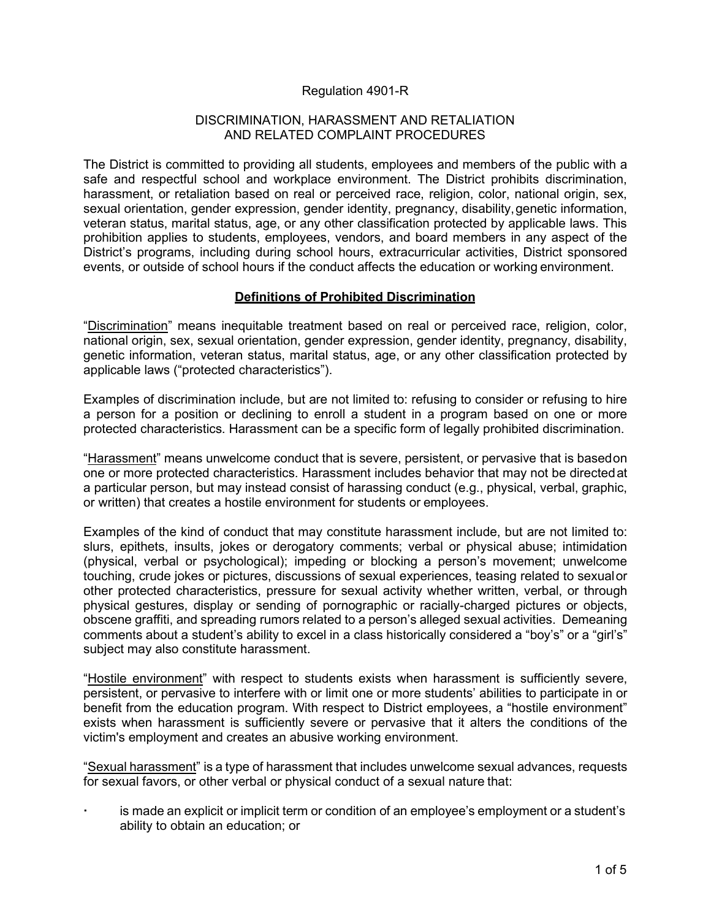Regulation 4901-R

# DISCRIMINATION, HARASSMENT AND RETALIATION AND RELATED COMPLAINT PROCEDURES

The District is committed to providing all students, employees and members of the public with a safe and respectful school and workplace environment. The District prohibits discrimination, harassment, or retaliation based on real or perceived race, religion, color, national origin, sex, sexual orientation, gender expression, gender identity, pregnancy, disability, genetic information, veteran status, marital status, age, or any other classification protected by applicable laws. This prohibition applies to students, employees, vendors, and board members in any aspect of the District's programs, including during school hours, extracurricular activities, District sponsored events, or outside of school hours if the conduct affects the education or working environment.

## Definitions of Prohibited Discrimination

"Discrimination" means inequitable treatment based on real or perceived race, religion, color, national origin, sex, sexual orientation, gender expression, gender identity, pregnancy, disability, genetic information, veteran status, marital status, age, or any other classification protected by applicable laws ("protected characteristics").

Examples of discrimination include, but are not limited to: refusing to consider or refusing to hire a person for a position or declining to enroll a student in a program based on one or more protected characteristics. Harassment can be a specific form of legally prohibited discrimination.

"Harassment" means unwelcome conduct that is severe, persistent, or pervasive that is based on one or more protected characteristics. Harassment includes behavior that may not be directed at a particular person, but may instead consist of harassing conduct (e.g., physical, verbal, graphic, or written) that creates a hostile environment for students or employees.

Examples of the kind of conduct that may constitute harassment include, but are not limited to: slurs, epithets, insults, jokes or derogatory comments; verbal or physical abuse; intimidation (physical, verbal or psychological); impeding or blocking a person's movement; unwelcome touching, crude jokes or pictures, discussions of sexual experiences, teasing related to sexual or other protected characteristics, pressure for sexual activity whether written, verbal, or through physical gestures, display or sending of pornographic or racially-charged pictures or objects, obscene graffiti, and spreading rumors related to a person's alleged sexual activities. Demeaning comments about a student's ability to excel in a class historically considered a "boy's" or a "girl's" subject may also constitute harassment.

"Hostile environment" with respect to students exists when harassment is sufficiently severe, persistent, or pervasive to interfere with or limit one or more students' abilities to participate in or benefit from the education program. With respect to District employees, a "hostile environment" exists when harassment is sufficiently severe or pervasive that it alters the conditions of the victim's employment and creates an abusive working environment.

"Sexual harassment" is a type of harassment that includes unwelcome sexual advances, requests for sexual favors, or other verbal or physical conduct of a sexual nature that:

- is made an explicit or implicit term or condition of an employee's employment or a student's ability to obtain an education; or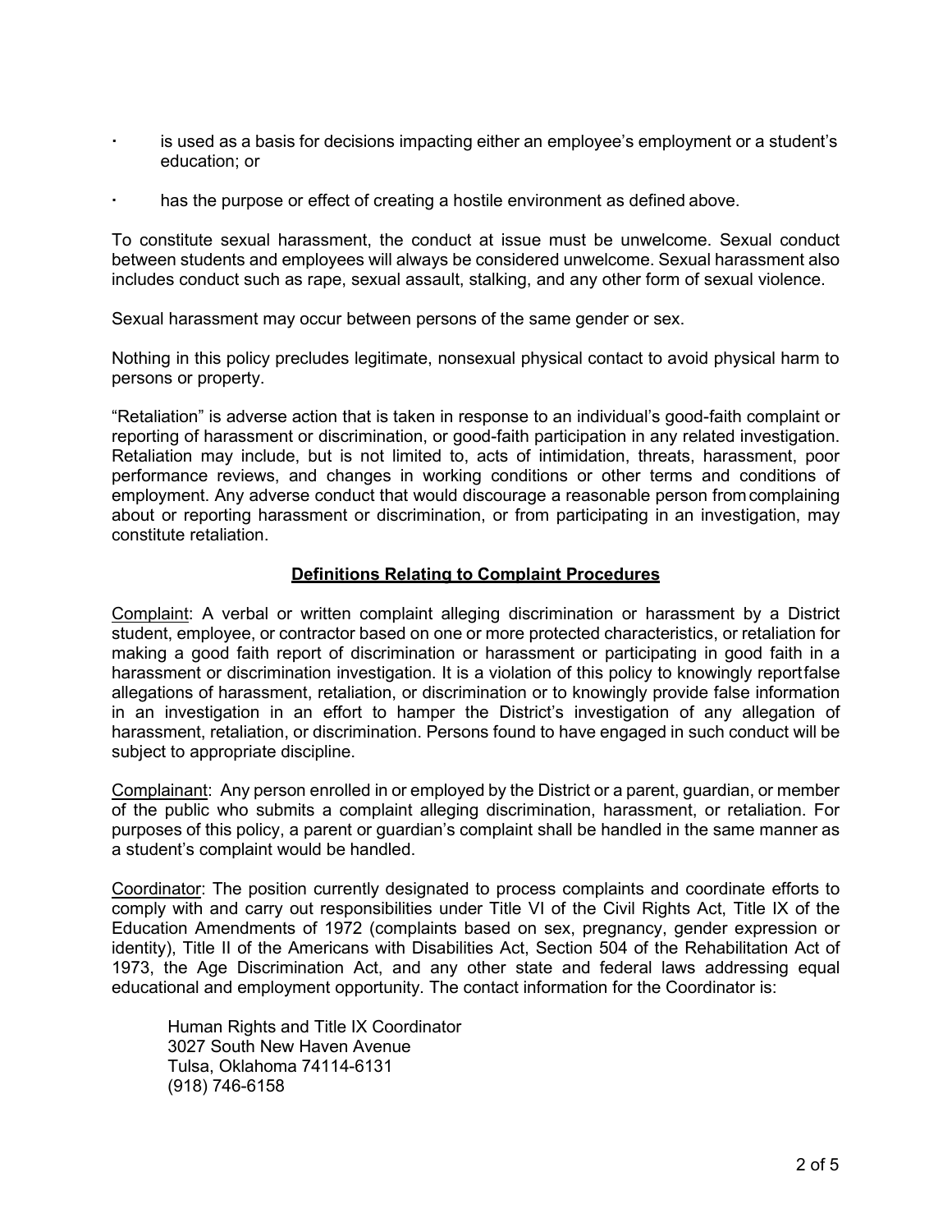- is used as a basis for decisions impacting either an employee's employment or a student's education; or
- has the purpose or effect of creating a hostile environment as defined above.

To constitute sexual harassment, the conduct at issue must be unwelcome. Sexual conduct between students and employees will always be considered unwelcome. Sexual harassment also includes conduct such as rape, sexual assault, stalking, and any other form of sexual violence.

Sexual harassment may occur between persons of the same gender or sex.

Nothing in this policy precludes legitimate, nonsexual physical contact to avoid physical harm to persons or property.

"Retaliation" is adverse action that is taken in response to an individual's good-faith complaint or reporting of harassment or discrimination, or good-faith participation in any related investigation. Retaliation may include, but is not limited to, acts of intimidation, threats, harassment, poor performance reviews, and changes in working conditions or other terms and conditions of employment. Any adverse conduct that would discourage a reasonable person from complaining about or reporting harassment or discrimination, or from participating in an investigation, may constitute retaliation.

## Definitions Relating to Complaint Procedures

Complaint: A verbal or written complaint alleging discrimination or harassment by a District student, employee, or contractor based on one or more protected characteristics, or retaliation for making a good faith report of discrimination or harassment or participating in good faith in a harassment or discrimination investigation. It is a violation of this policy to knowingly report false allegations of harassment, retaliation, or discrimination or to knowingly provide false information in an investigation in an effort to hamper the District's investigation of any allegation of harassment, retaliation, or discrimination. Persons found to have engaged in such conduct will be subject to appropriate discipline.

Complainant: Any person enrolled in or employed by the District or a parent, guardian, or member of the public who submits a complaint alleging discrimination, harassment, or retaliation. For purposes of this policy, a parent or guardian's complaint shall be handled in the same manner as a student's complaint would be handled.

Coordinator: The position currently designated to process complaints and coordinate efforts to comply with and carry out responsibilities under Title VI of the Civil Rights Act, Title IX of the Education Amendments of 1972 (complaints based on sex, pregnancy, gender expression or identity), Title II of the Americans with Disabilities Act, Section 504 of the Rehabilitation Act of 1973, the Age Discrimination Act, and any other state and federal laws addressing equal educational and employment opportunity. The contact information for the Coordinator is:

Human Rights and Title IX Coordinator
3027 South New Haven Avenue
Tulsa, Oklahoma 74114-6131
(918) 746-6158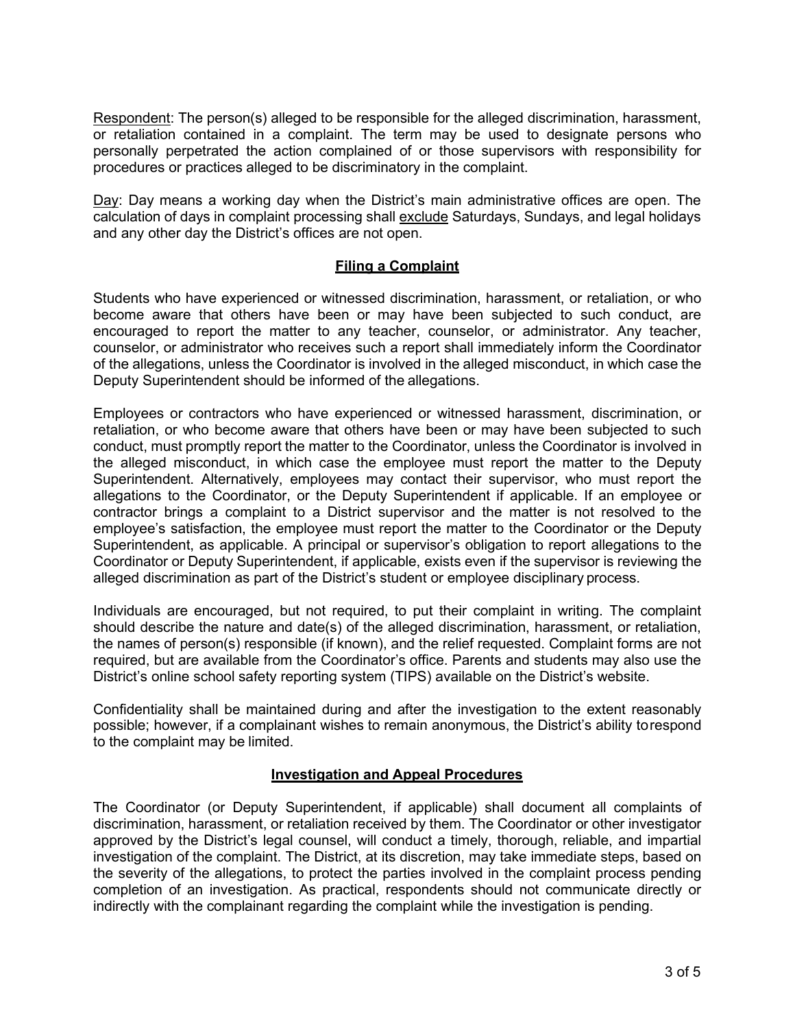<u>Respondent</u>: The person(s) alleged to be responsible for the alleged discrimination, harassment, or retaliation contained in a complaint. The term may be used to designate persons who personally perpetrated the action complained of or those supervisors with responsibility for procedures or practices alleged to be discriminatory in the complaint.

<u>Day</u>: Day means a working day when the District's main administrative offices are open. The calculation of days in complaint processing shall <u>exclude</u> Saturdays, Sundays, and legal holidays and any other day the District's offices are not open.

## Filing a Complaint

Students who have experienced or witnessed discrimination, harassment, or retaliation, or who become aware that others have been or may have been subjected to such conduct, are encouraged to report the matter to any teacher, counselor, or administrator. Any teacher, counselor, or administrator who receives such a report shall immediately inform the Coordinator of the allegations, unless the Coordinator is involved in the alleged misconduct, in which case the Deputy Superintendent should be informed of the allegations.

Employees or contractors who have experienced or witnessed harassment, discrimination, or retaliation, or who become aware that others have been or may have been subjected to such conduct, must promptly report the matter to the Coordinator, unless the Coordinator is involved in the alleged misconduct, in which case the employee must report the matter to the Deputy Superintendent. Alternatively, employees may contact their supervisor, who must report the allegations to the Coordinator, or the Deputy Superintendent if applicable. If an employee or contractor brings a complaint to a District supervisor and the matter is not resolved to the employee's satisfaction, the employee must report the matter to the Coordinator or the Deputy Superintendent, as applicable. A principal or supervisor's obligation to report allegations to the Coordinator or Deputy Superintendent, if applicable, exists even if the supervisor is reviewing the alleged discrimination as part of the District's student or employee disciplinary process.

Individuals are encouraged, but not required, to put their complaint in writing. The complaint should describe the nature and date(s) of the alleged discrimination, harassment, or retaliation, the names of person(s) responsible (if known), and the relief requested. Complaint forms are not required, but are available from the Coordinator's office. Parents and students may also use the District's online school safety reporting system (TIPS) available on the District's website.

Confidentiality shall be maintained during and after the investigation to the extent reasonably possible; however, if a complainant wishes to remain anonymous, the District's ability to respond to the complaint may be limited.

## Investigation and Appeal Procedures

The Coordinator (or Deputy Superintendent, if applicable) shall document all complaints of discrimination, harassment, or retaliation received by them. The Coordinator or other investigator approved by the District's legal counsel, will conduct a timely, thorough, reliable, and impartial investigation of the complaint. The District, at its discretion, may take immediate steps, based on the severity of the allegations, to protect the parties involved in the complaint process pending completion of an investigation. As practical, respondents should not communicate directly or indirectly with the complainant regarding the complaint while the investigation is pending.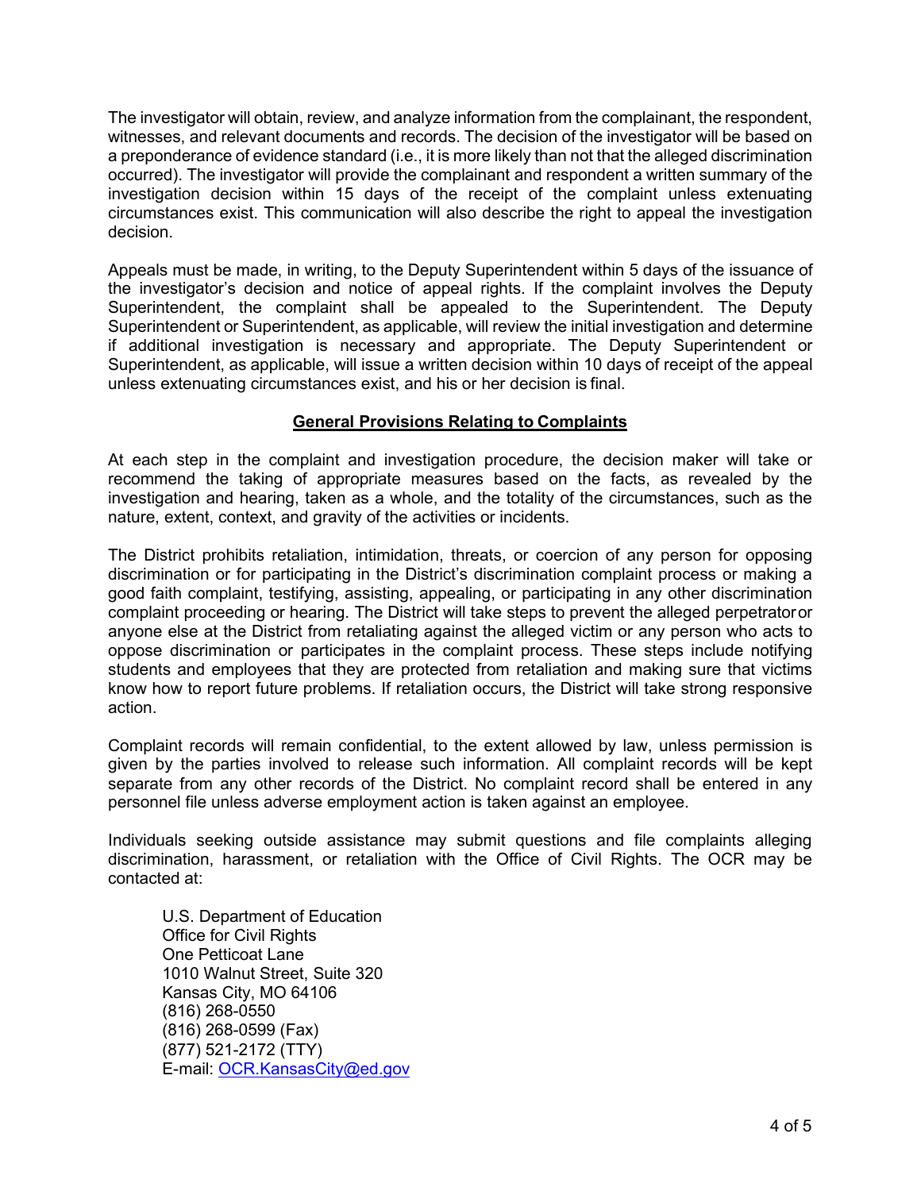The investigator will obtain, review, and analyze information from the complainant, the respondent, witnesses, and relevant documents and records. The decision of the investigator will be based on a preponderance of evidence standard (i.e., it is more likely than not that the alleged discrimination occurred). The investigator will provide the complainant and respondent a written summary of the investigation decision within 15 days of the receipt of the complaint unless extenuating circumstances exist. This communication will also describe the right to appeal the investigation decision.

Appeals must be made, in writing, to the Deputy Superintendent within 5 days of the issuance of the investigator's decision and notice of appeal rights. If the complaint involves the Deputy Superintendent, the complaint shall be appealed to the Superintendent. The Deputy Superintendent or Superintendent, as applicable, will review the initial investigation and determine if additional investigation is necessary and appropriate. The Deputy Superintendent or Superintendent, as applicable, will issue a written decision within 10 days of receipt of the appeal unless extenuating circumstances exist, and his or her decision is final.

## General Provisions Relating to Complaints

At each step in the complaint and investigation procedure, the decision maker will take or recommend the taking of appropriate measures based on the facts, as revealed by the investigation and hearing, taken as a whole, and the totality of the circumstances, such as the nature, extent, context, and gravity of the activities or incidents.

The District prohibits retaliation, intimidation, threats, or coercion of any person for opposing discrimination or for participating in the District's discrimination complaint process or making a good faith complaint, testifying, assisting, appealing, or participating in any other discrimination complaint proceeding or hearing. The District will take steps to prevent the alleged perpetrator or anyone else at the District from retaliating against the alleged victim or any person who acts to oppose discrimination or participates in the complaint process. These steps include notifying students and employees that they are protected from retaliation and making sure that victims know how to report future problems. If retaliation occurs, the District will take strong responsive action.

Complaint records will remain confidential, to the extent allowed by law, unless permission is given by the parties involved to release such information. All complaint records will be kept separate from any other records of the District. No complaint record shall be entered in any personnel file unless adverse employment action is taken against an employee.

Individuals seeking outside assistance may submit questions and file complaints alleging discrimination, harassment, or retaliation with the Office of Civil Rights. The OCR may be contacted at:

U.S. Department of Education
Office for Civil Rights
One Petticoat Lane
1010 Walnut Street, Suite 320
Kansas City, MO 64106
(816) 268-0550
(816) 268-0599 (Fax)
(877) 521-2172 (TTY)
E-mail: OCR.KansasCity@ed.gov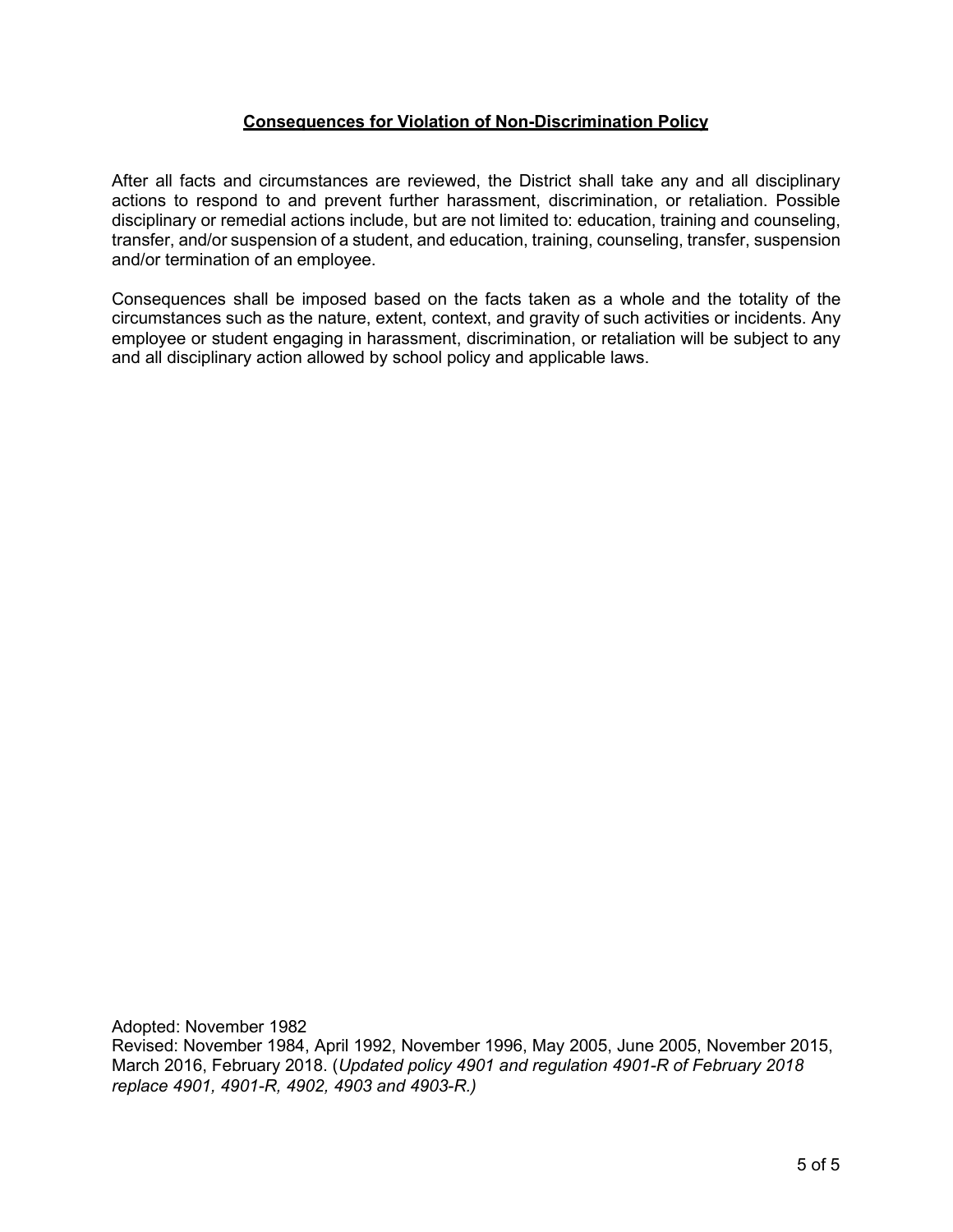## Consequences for Violation of Non-Discrimination Policy

After all facts and circumstances are reviewed, the District shall take any and all disciplinary actions to respond to and prevent further harassment, discrimination, or retaliation. Possible disciplinary or remedial actions include, but are not limited to: education, training and counseling, transfer, and/or suspension of a student, and education, training, counseling, transfer, suspension and/or termination of an employee.

Consequences shall be imposed based on the facts taken as a whole and the totality of the circumstances such as the nature, extent, context, and gravity of such activities or incidents. Any employee or student engaging in harassment, discrimination, or retaliation will be subject to any and all disciplinary action allowed by school policy and applicable laws.

Adopted: November 1982
Revised: November 1984, April 1992, November 1996, May 2005, June 2005, November 2015, March 2016, February 2018. (*Updated policy 4901 and regulation 4901-R of February 2018 replace 4901, 4901-R, 4902, 4903 and 4903-R.)*